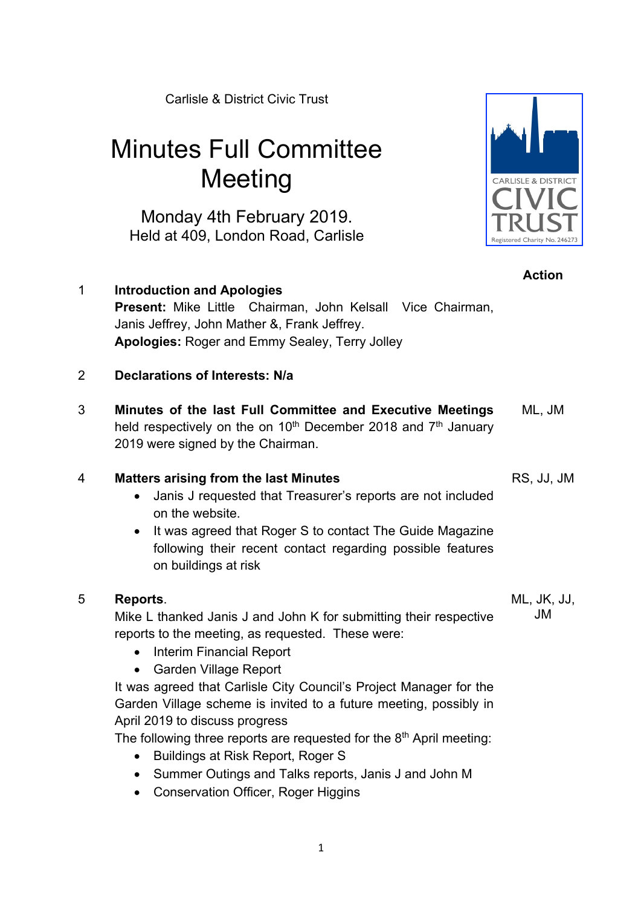Carlisle & District Civic Trust

# Minutes Full Committee Meeting

Monday 4th February 2019.
Held at 409, London Road, Carlisle

| | | Action |
|---|---|---|
| 1 | **Introduction and Apologies**<br>**Present:** Mike Little Chairman, John Kelsall Vice Chairman, Janis Jeffrey, John Mather &, Frank Jeffrey.<br>**Apologies:** Roger and Emmy Sealey, Terry Jolley | |
| 2 | **Declarations of Interests: N/a** | |
| 3 | **Minutes of the last Full Committee and Executive Meetings** held respectively on the on 10th December 2018 and 7th January 2019 were signed by the Chairman. | ML, JM |
| 4 | **Matters arising from the last Minutes**<br>• Janis J requested that Treasurer's reports are not included on the website.<br>• It was agreed that Roger S to contact The Guide Magazine following their recent contact regarding possible features on buildings at risk | RS, JJ, JM |
| 5 | **Reports**.<br>Mike L thanked Janis J and John K for submitting their respective reports to the meeting, as requested. These were:<br>• Interim Financial Report<br>• Garden Village Report<br>It was agreed that Carlisle City Council's Project Manager for the Garden Village scheme is invited to a future meeting, possibly in April 2019 to discuss progress<br>The following three reports are requested for the 8th April meeting:<br>• Buildings at Risk Report, Roger S<br>• Summer Outings and Talks reports, Janis J and John M<br>• Conservation Officer, Roger Higgins | ML, JK, JJ, JM |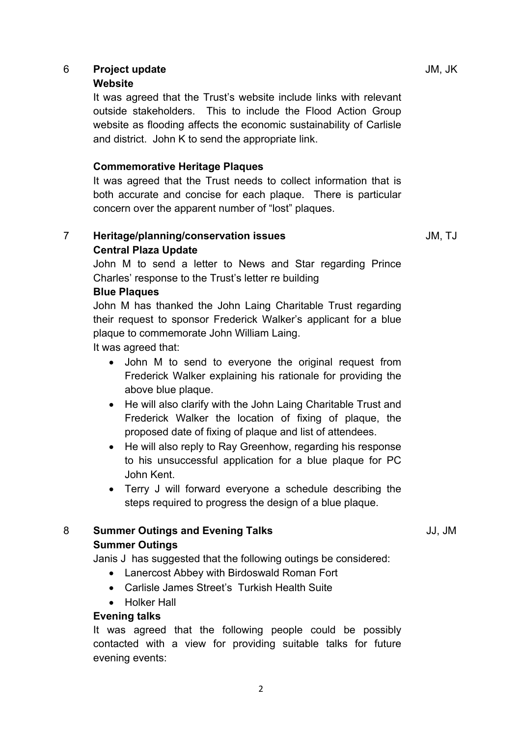## 6 Project update — JM, JK

**Website**

It was agreed that the Trust's website include links with relevant outside stakeholders. This to include the Flood Action Group website as flooding affects the economic sustainability of Carlisle and district. John K to send the appropriate link.

**Commemorative Heritage Plaques**

It was agreed that the Trust needs to collect information that is both accurate and concise for each plaque. There is particular concern over the apparent number of "lost" plaques.

## 7 Heritage/planning/conservation issues — JM, TJ

**Central Plaza Update**

John M to send a letter to News and Star regarding Prince Charles' response to the Trust's letter re building

**Blue Plaques**

John M has thanked the John Laing Charitable Trust regarding their request to sponsor Frederick Walker's applicant for a blue plaque to commemorate John William Laing.

It was agreed that:

- John M to send to everyone the original request from Frederick Walker explaining his rationale for providing the above blue plaque.
- He will also clarify with the John Laing Charitable Trust and Frederick Walker the location of fixing of plaque, the proposed date of fixing of plaque and list of attendees.
- He will also reply to Ray Greenhow, regarding his response to his unsuccessful application for a blue plaque for PC John Kent.
- Terry J will forward everyone a schedule describing the steps required to progress the design of a blue plaque.

## 8 Summer Outings and Evening Talks — JJ, JM

**Summer Outings**

Janis J has suggested that the following outings be considered:

- Lanercost Abbey with Birdoswald Roman Fort
- Carlisle James Street's Turkish Health Suite
- Holker Hall

**Evening talks**

It was agreed that the following people could be possibly contacted with a view for providing suitable talks for future evening events: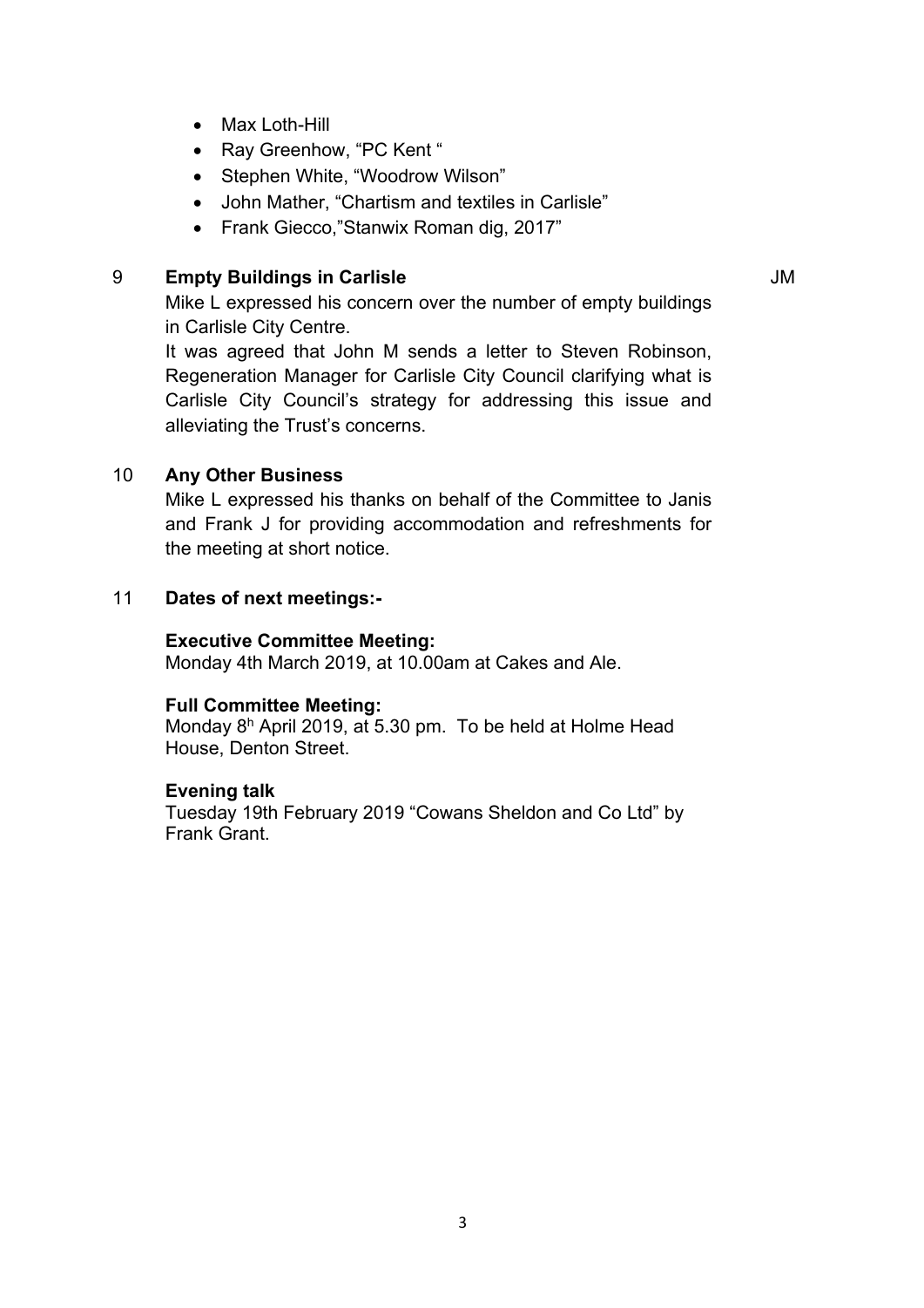- Max Loth-Hill
- Ray Greenhow, "PC Kent "
- Stephen White, "Woodrow Wilson"
- John Mather, "Chartism and textiles in Carlisle"
- Frank Giecco,"Stanwix Roman dig, 2017"

9 **Empty Buildings in Carlisle** JM

Mike L expressed his concern over the number of empty buildings in Carlisle City Centre.

It was agreed that John M sends a letter to Steven Robinson, Regeneration Manager for Carlisle City Council clarifying what is Carlisle City Council's strategy for addressing this issue and alleviating the Trust's concerns.

10 **Any Other Business**

Mike L expressed his thanks on behalf of the Committee to Janis and Frank J for providing accommodation and refreshments for the meeting at short notice.

11 **Dates of next meetings:-**

**Executive Committee Meeting:**
Monday 4th March 2019, at 10.00am at Cakes and Ale.

**Full Committee Meeting:**
Monday 8h April 2019, at 5.30 pm. To be held at Holme Head House, Denton Street.

**Evening talk**
Tuesday 19th February 2019 "Cowans Sheldon and Co Ltd" by Frank Grant.